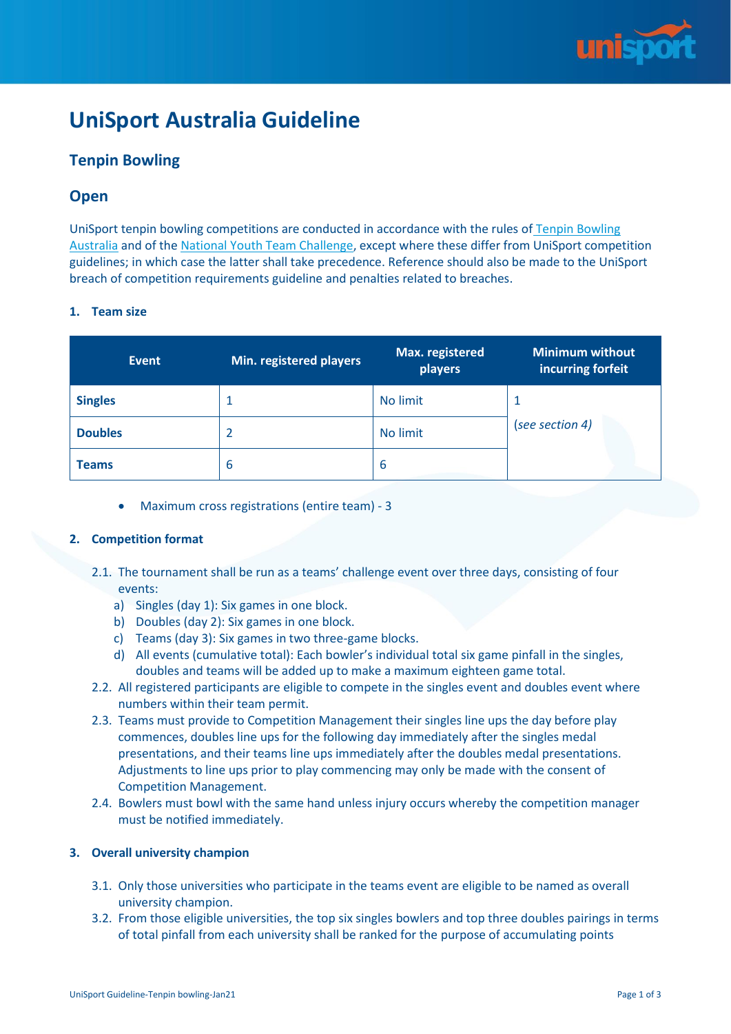# UniSport Australia Guideline

## Tenpin Bowling

## Open

UniSport tenpin bowling competitions are conducted in accordance with the rules of Tenpin Bowling Australia and of the National Youth Team Challenge, except where these differ from UniSport competition guidelines; in which case the latter shall take precedence. Reference should also be made to the UniSport breach of competition requirements guideline and penalties related to breaches.

### 1. Team size

| Event | Min. registered players | Max. registered players | Minimum without incurring forfeit |
|---|---|---|---|
| **Singles** | 1 | No limit | 1 (*see section 4*) |
| **Doubles** | 2 | No limit | |
| **Teams** | 6 | 6 | |

- Maximum cross registrations (entire team) - 3

### 2. Competition format

2.1. The tournament shall be run as a teams' challenge event over three days, consisting of four events:

a) Singles (day 1): Six games in one block.

b) Doubles (day 2): Six games in one block.

c) Teams (day 3): Six games in two three-game blocks.

d) All events (cumulative total): Each bowler's individual total six game pinfall in the singles, doubles and teams will be added up to make a maximum eighteen game total.

2.2. All registered participants are eligible to compete in the singles event and doubles event where numbers within their team permit.

2.3. Teams must provide to Competition Management their singles line ups the day before play commences, doubles line ups for the following day immediately after the singles medal presentations, and their teams line ups immediately after the doubles medal presentations. Adjustments to line ups prior to play commencing may only be made with the consent of Competition Management.

2.4. Bowlers must bowl with the same hand unless injury occurs whereby the competition manager must be notified immediately.

### 3. Overall university champion

3.1. Only those universities who participate in the teams event are eligible to be named as overall university champion.

3.2. From those eligible universities, the top six singles bowlers and top three doubles pairings in terms of total pinfall from each university shall be ranked for the purpose of accumulating points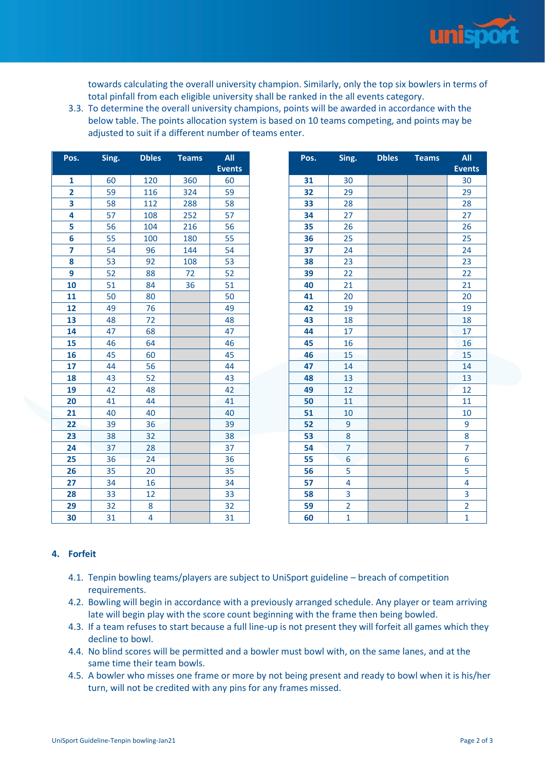towards calculating the overall university champion. Similarly, only the top six bowlers in terms of total pinfall from each eligible university shall be ranked in the all events category.

3.3. To determine the overall university champions, points will be awarded in accordance with the below table. The points allocation system is based on 10 teams competing, and points may be adjusted to suit if a different number of teams enter.

| Pos. | Sing. | Dbles | Teams | All Events |
|---|---|---|---|---|
| **1** | 60 | 120 | 360 | 60 |
| **2** | 59 | 116 | 324 | 59 |
| **3** | 58 | 112 | 288 | 58 |
| **4** | 57 | 108 | 252 | 57 |
| **5** | 56 | 104 | 216 | 56 |
| **6** | 55 | 100 | 180 | 55 |
| **7** | 54 | 96 | 144 | 54 |
| **8** | 53 | 92 | 108 | 53 |
| **9** | 52 | 88 | 72 | 52 |
| **10** | 51 | 84 | 36 | 51 |
| **11** | 50 | 80 | | 50 |
| **12** | 49 | 76 | | 49 |
| **13** | 48 | 72 | | 48 |
| **14** | 47 | 68 | | 47 |
| **15** | 46 | 64 | | 46 |
| **16** | 45 | 60 | | 45 |
| **17** | 44 | 56 | | 44 |
| **18** | 43 | 52 | | 43 |
| **19** | 42 | 48 | | 42 |
| **20** | 41 | 44 | | 41 |
| **21** | 40 | 40 | | 40 |
| **22** | 39 | 36 | | 39 |
| **23** | 38 | 32 | | 38 |
| **24** | 37 | 28 | | 37 |
| **25** | 36 | 24 | | 36 |
| **26** | 35 | 20 | | 35 |
| **27** | 34 | 16 | | 34 |
| **28** | 33 | 12 | | 33 |
| **29** | 32 | 8 | | 32 |
| **30** | 31 | 4 | | 31 |
| **31** | 30 | | | 30 |
| **32** | 29 | | | 29 |
| **33** | 28 | | | 28 |
| **34** | 27 | | | 27 |
| **35** | 26 | | | 26 |
| **36** | 25 | | | 25 |
| **37** | 24 | | | 24 |
| **38** | 23 | | | 23 |
| **39** | 22 | | | 22 |
| **40** | 21 | | | 21 |
| **41** | 20 | | | 20 |
| **42** | 19 | | | 19 |
| **43** | 18 | | | 18 |
| **44** | 17 | | | 17 |
| **45** | 16 | | | 16 |
| **46** | 15 | | | 15 |
| **47** | 14 | | | 14 |
| **48** | 13 | | | 13 |
| **49** | 12 | | | 12 |
| **50** | 11 | | | 11 |
| **51** | 10 | | | 10 |
| **52** | 9 | | | 9 |
| **53** | 8 | | | 8 |
| **54** | 7 | | | 7 |
| **55** | 6 | | | 6 |
| **56** | 5 | | | 5 |
| **57** | 4 | | | 4 |
| **58** | 3 | | | 3 |
| **59** | 2 | | | 2 |
| **60** | 1 | | | 1 |

## 4. Forfeit

4.1. Tenpin bowling teams/players are subject to UniSport guideline – breach of competition requirements.

4.2. Bowling will begin in accordance with a previously arranged schedule. Any player or team arriving late will begin play with the score count beginning with the frame then being bowled.

4.3. If a team refuses to start because a full line-up is not present they will forfeit all games which they decline to bowl.

4.4. No blind scores will be permitted and a bowler must bowl with, on the same lanes, and at the same time their team bowls.

4.5. A bowler who misses one frame or more by not being present and ready to bowl when it is his/her turn, will not be credited with any pins for any frames missed.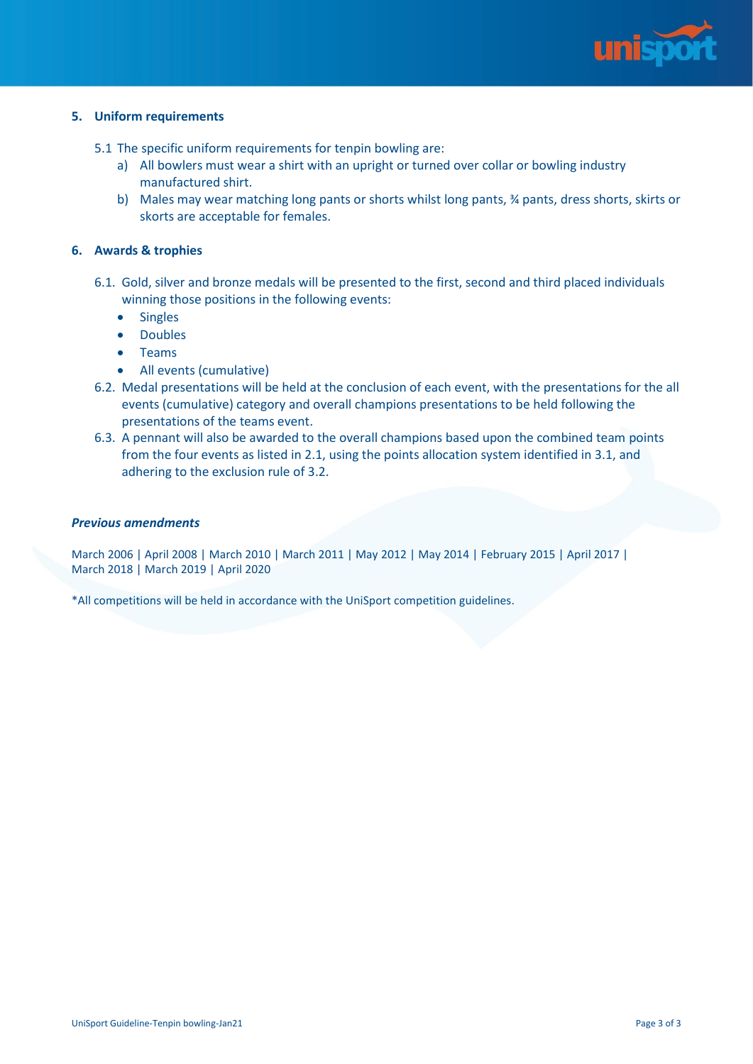## 5. Uniform requirements

5.1 The specific uniform requirements for tenpin bowling are:

a) All bowlers must wear a shirt with an upright or turned over collar or bowling industry manufactured shirt.

b) Males may wear matching long pants or shorts whilst long pants, ¾ pants, dress shorts, skirts or skorts are acceptable for females.

## 6. Awards & trophies

6.1. Gold, silver and bronze medals will be presented to the first, second and third placed individuals winning those positions in the following events:

- Singles
- Doubles
- Teams
- All events (cumulative)

6.2. Medal presentations will be held at the conclusion of each event, with the presentations for the all events (cumulative) category and overall champions presentations to be held following the presentations of the teams event.

6.3. A pennant will also be awarded to the overall champions based upon the combined team points from the four events as listed in 2.1, using the points allocation system identified in 3.1, and adhering to the exclusion rule of 3.2.

***Previous amendments***

March 2006 | April 2008 | March 2010 | March 2011 | May 2012 | May 2014 | February 2015 | April 2017 | March 2018 | March 2019 | April 2020

*All competitions will be held in accordance with the UniSport competition guidelines.